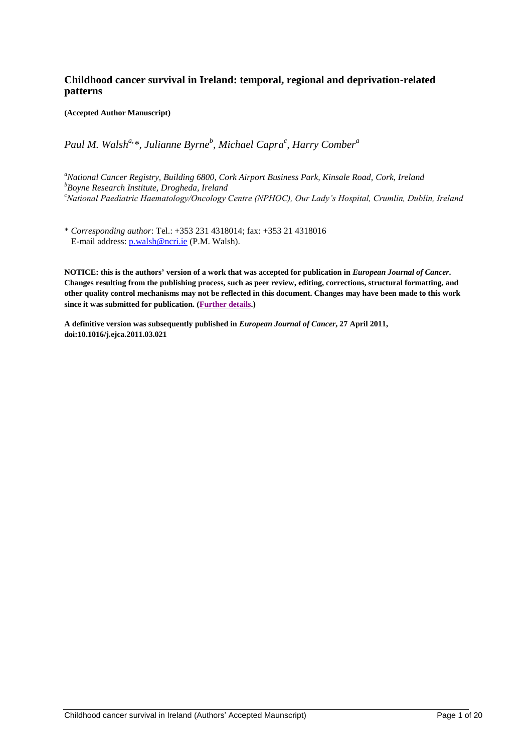# Childhood cancer survival in Ireland: temporal, regional and deprivation-related patterns

**(Accepted Author Manuscript)**

*Paul M. Walsh[a,*], Julianne Byrne[b], Michael Capra[c], Harry Comber[a]*

[a]*National Cancer Registry, Building 6800, Cork Airport Business Park, Kinsale Road, Cork, Ireland*
[b]*Boyne Research Institute, Drogheda, Ireland*
[c]*National Paediatric Haematology/Oncology Centre (NPHOC), Our Lady's Hospital, Crumlin, Dublin, Ireland*

\* *Corresponding author*: Tel.: +353 231 4318014; fax: +353 21 4318016
E-mail address: p.walsh@ncri.ie (P.M. Walsh).

**NOTICE: this is the authors' version of a work that was accepted for publication in *European Journal of Cancer*. Changes resulting from the publishing process, such as peer review, editing, corrections, structural formatting, and other quality control mechanisms may not be reflected in this document. Changes may have been made to this work since it was submitted for publication. (Further details.)**

**A definitive version was subsequently published in *European Journal of Cancer*, 27 April 2011, doi:10.1016/j.ejca.2011.03.021**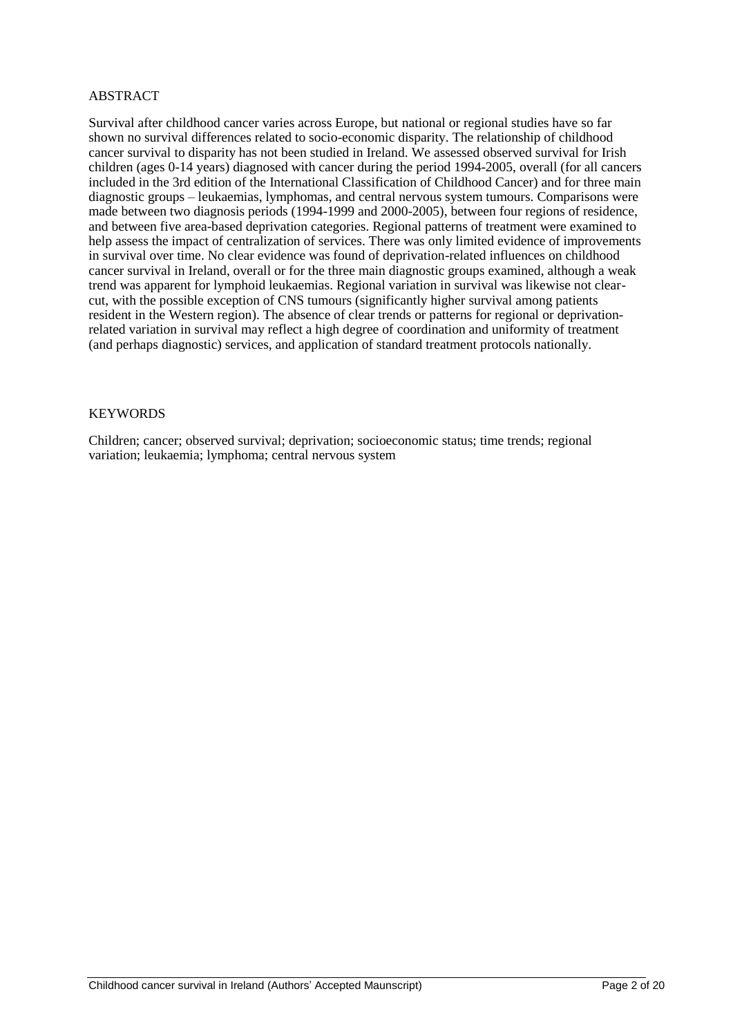## ABSTRACT

Survival after childhood cancer varies across Europe, but national or regional studies have so far shown no survival differences related to socio-economic disparity. The relationship of childhood cancer survival to disparity has not been studied in Ireland. We assessed observed survival for Irish children (ages 0-14 years) diagnosed with cancer during the period 1994-2005, overall (for all cancers included in the 3rd edition of the International Classification of Childhood Cancer) and for three main diagnostic groups – leukaemias, lymphomas, and central nervous system tumours. Comparisons were made between two diagnosis periods (1994-1999 and 2000-2005), between four regions of residence, and between five area-based deprivation categories. Regional patterns of treatment were examined to help assess the impact of centralization of services. There was only limited evidence of improvements in survival over time. No clear evidence was found of deprivation-related influences on childhood cancer survival in Ireland, overall or for the three main diagnostic groups examined, although a weak trend was apparent for lymphoid leukaemias. Regional variation in survival was likewise not clear-cut, with the possible exception of CNS tumours (significantly higher survival among patients resident in the Western region). The absence of clear trends or patterns for regional or deprivation-related variation in survival may reflect a high degree of coordination and uniformity of treatment (and perhaps diagnostic) services, and application of standard treatment protocols nationally.

## KEYWORDS

Children; cancer; observed survival; deprivation; socioeconomic status; time trends; regional variation; leukaemia; lymphoma; central nervous system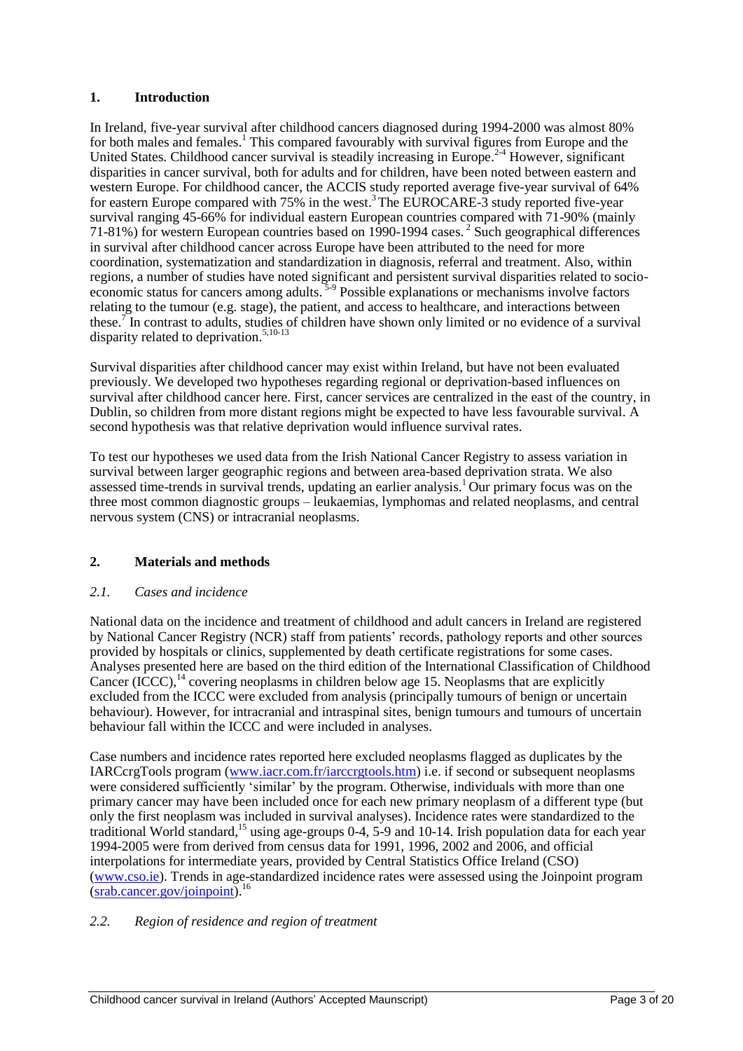## 1. Introduction

In Ireland, five-year survival after childhood cancers diagnosed during 1994-2000 was almost 80% for both males and females.[1] This compared favourably with survival figures from Europe and the United States. Childhood cancer survival is steadily increasing in Europe.[2-4] However, significant disparities in cancer survival, both for adults and for children, have been noted between eastern and western Europe. For childhood cancer, the ACCIS study reported average five-year survival of 64% for eastern Europe compared with 75% in the west.[3] The EUROCARE-3 study reported five-year survival ranging 45-66% for individual eastern European countries compared with 71-90% (mainly 71-81%) for western European countries based on 1990-1994 cases.[2] Such geographical differences in survival after childhood cancer across Europe have been attributed to the need for more coordination, systematization and standardization in diagnosis, referral and treatment. Also, within regions, a number of studies have noted significant and persistent survival disparities related to socio-economic status for cancers among adults.[5-9] Possible explanations or mechanisms involve factors relating to the tumour (e.g. stage), the patient, and access to healthcare, and interactions between these.[7] In contrast to adults, studies of children have shown only limited or no evidence of a survival disparity related to deprivation.[5,10-13]

Survival disparities after childhood cancer may exist within Ireland, but have not been evaluated previously. We developed two hypotheses regarding regional or deprivation-based influences on survival after childhood cancer here. First, cancer services are centralized in the east of the country, in Dublin, so children from more distant regions might be expected to have less favourable survival. A second hypothesis was that relative deprivation would influence survival rates.

To test our hypotheses we used data from the Irish National Cancer Registry to assess variation in survival between larger geographic regions and between area-based deprivation strata. We also assessed time-trends in survival trends, updating an earlier analysis.[1] Our primary focus was on the three most common diagnostic groups – leukaemias, lymphomas and related neoplasms, and central nervous system (CNS) or intracranial neoplasms.

## 2. Materials and methods

### *2.1. Cases and incidence*

National data on the incidence and treatment of childhood and adult cancers in Ireland are registered by National Cancer Registry (NCR) staff from patients' records, pathology reports and other sources provided by hospitals or clinics, supplemented by death certificate registrations for some cases. Analyses presented here are based on the third edition of the International Classification of Childhood Cancer (ICCC),[14] covering neoplasms in children below age 15. Neoplasms that are explicitly excluded from the ICCC were excluded from analysis (principally tumours of benign or uncertain behaviour). However, for intracranial and intraspinal sites, benign tumours and tumours of uncertain behaviour fall within the ICCC and were included in analyses.

Case numbers and incidence rates reported here excluded neoplasms flagged as duplicates by the IARCcrgTools program (www.iacr.com.fr/iarccrgtools.htm) i.e. if second or subsequent neoplasms were considered sufficiently 'similar' by the program. Otherwise, individuals with more than one primary cancer may have been included once for each new primary neoplasm of a different type (but only the first neoplasm was included in survival analyses). Incidence rates were standardized to the traditional World standard,[15] using age-groups 0-4, 5-9 and 10-14. Irish population data for each year 1994-2005 were from derived from census data for 1991, 1996, 2002 and 2006, and official interpolations for intermediate years, provided by Central Statistics Office Ireland (CSO) (www.cso.ie). Trends in age-standardized incidence rates were assessed using the Joinpoint program (srab.cancer.gov/joinpoint).[16]

### *2.2. Region of residence and region of treatment*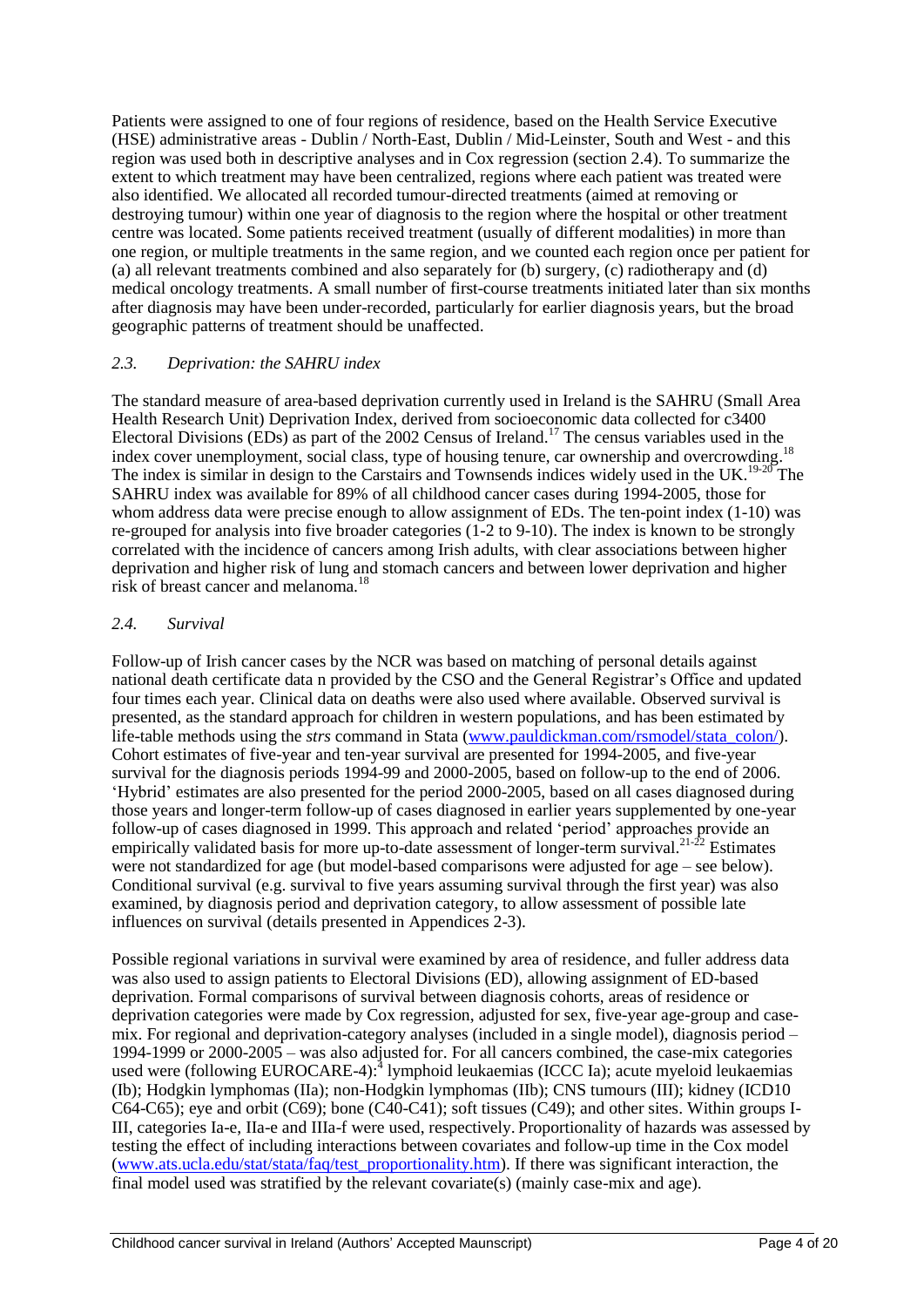Patients were assigned to one of four regions of residence, based on the Health Service Executive (HSE) administrative areas - Dublin / North-East, Dublin / Mid-Leinster, South and West - and this region was used both in descriptive analyses and in Cox regression (section 2.4). To summarize the extent to which treatment may have been centralized, regions where each patient was treated were also identified. We allocated all recorded tumour-directed treatments (aimed at removing or destroying tumour) within one year of diagnosis to the region where the hospital or other treatment centre was located. Some patients received treatment (usually of different modalities) in more than one region, or multiple treatments in the same region, and we counted each region once per patient for (a) all relevant treatments combined and also separately for (b) surgery, (c) radiotherapy and (d) medical oncology treatments. A small number of first-course treatments initiated later than six months after diagnosis may have been under-recorded, particularly for earlier diagnosis years, but the broad geographic patterns of treatment should be unaffected.

### *2.3. Deprivation: the SAHRU index*

The standard measure of area-based deprivation currently used in Ireland is the SAHRU (Small Area Health Research Unit) Deprivation Index, derived from socioeconomic data collected for c3400 Electoral Divisions (EDs) as part of the 2002 Census of Ireland.[17] The census variables used in the index cover unemployment, social class, type of housing tenure, car ownership and overcrowding.[18] The index is similar in design to the Carstairs and Townsends indices widely used in the UK.[19-20] The SAHRU index was available for 89% of all childhood cancer cases during 1994-2005, those for whom address data were precise enough to allow assignment of EDs. The ten-point index (1-10) was re-grouped for analysis into five broader categories (1-2 to 9-10). The index is known to be strongly correlated with the incidence of cancers among Irish adults, with clear associations between higher deprivation and higher risk of lung and stomach cancers and between lower deprivation and higher risk of breast cancer and melanoma.[18]

### *2.4. Survival*

Follow-up of Irish cancer cases by the NCR was based on matching of personal details against national death certificate data n provided by the CSO and the General Registrar's Office and updated four times each year. Clinical data on deaths were also used where available. Observed survival is presented, as the standard approach for children in western populations, and has been estimated by life-table methods using the *strs* command in Stata (www.pauldickman.com/rsmodel/stata_colon/). Cohort estimates of five-year and ten-year survival are presented for 1994-2005, and five-year survival for the diagnosis periods 1994-99 and 2000-2005, based on follow-up to the end of 2006. 'Hybrid' estimates are also presented for the period 2000-2005, based on all cases diagnosed during those years and longer-term follow-up of cases diagnosed in earlier years supplemented by one-year follow-up of cases diagnosed in 1999. This approach and related 'period' approaches provide an empirically validated basis for more up-to-date assessment of longer-term survival.[21-22] Estimates were not standardized for age (but model-based comparisons were adjusted for age – see below). Conditional survival (e.g. survival to five years assuming survival through the first year) was also examined, by diagnosis period and deprivation category, to allow assessment of possible late influences on survival (details presented in Appendices 2-3).

Possible regional variations in survival were examined by area of residence, and fuller address data was also used to assign patients to Electoral Divisions (ED), allowing assignment of ED-based deprivation. Formal comparisons of survival between diagnosis cohorts, areas of residence or deprivation categories were made by Cox regression, adjusted for sex, five-year age-group and case-mix. For regional and deprivation-category analyses (included in a single model), diagnosis period – 1994-1999 or 2000-2005 – was also adjusted for. For all cancers combined, the case-mix categories used were (following EUROCARE-4):[4] lymphoid leukaemias (ICCC Ia); acute myeloid leukaemias (Ib); Hodgkin lymphomas (IIa); non-Hodgkin lymphomas (IIb); CNS tumours (III); kidney (ICD10 C64-C65); eye and orbit (C69); bone (C40-C41); soft tissues (C49); and other sites. Within groups I-III, categories Ia-e, IIa-e and IIIa-f were used, respectively. Proportionality of hazards was assessed by testing the effect of including interactions between covariates and follow-up time in the Cox model (www.ats.ucla.edu/stat/stata/faq/test_proportionality.htm). If there was significant interaction, the final model used was stratified by the relevant covariate(s) (mainly case-mix and age).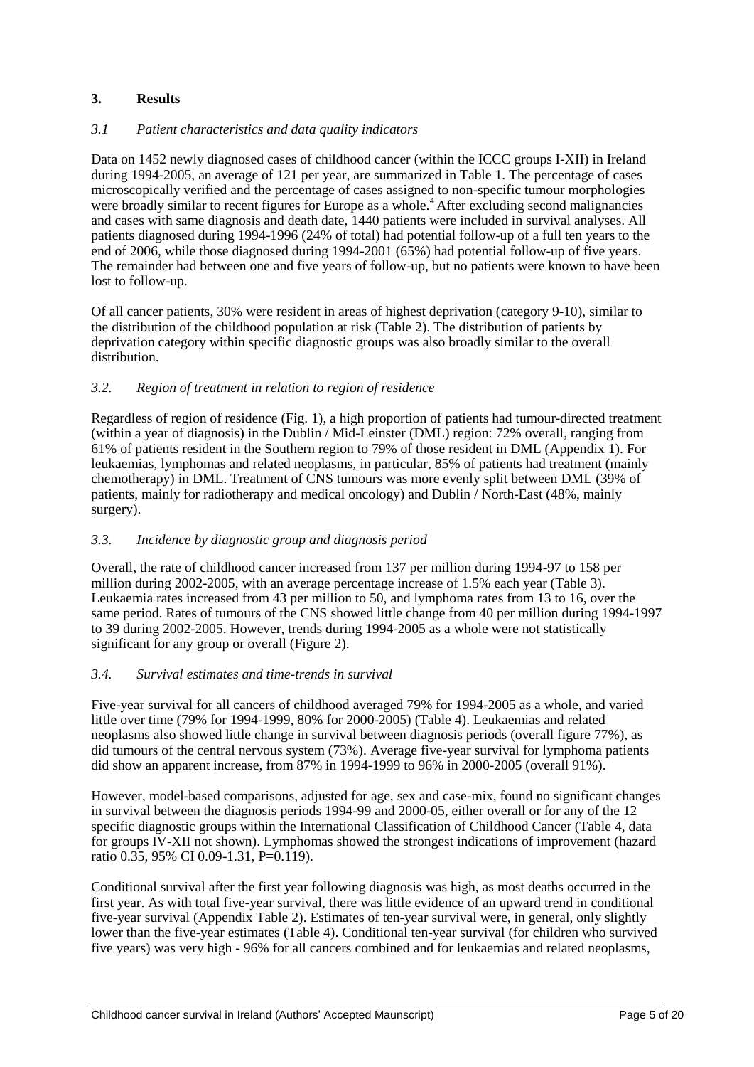## 3. Results

### *3.1 Patient characteristics and data quality indicators*

Data on 1452 newly diagnosed cases of childhood cancer (within the ICCC groups I-XII) in Ireland during 1994-2005, an average of 121 per year, are summarized in Table 1. The percentage of cases microscopically verified and the percentage of cases assigned to non-specific tumour morphologies were broadly similar to recent figures for Europe as a whole.[4] After excluding second malignancies and cases with same diagnosis and death date, 1440 patients were included in survival analyses. All patients diagnosed during 1994-1996 (24% of total) had potential follow-up of a full ten years to the end of 2006, while those diagnosed during 1994-2001 (65%) had potential follow-up of five years. The remainder had between one and five years of follow-up, but no patients were known to have been lost to follow-up.

Of all cancer patients, 30% were resident in areas of highest deprivation (category 9-10), similar to the distribution of the childhood population at risk (Table 2). The distribution of patients by deprivation category within specific diagnostic groups was also broadly similar to the overall distribution.

### *3.2. Region of treatment in relation to region of residence*

Regardless of region of residence (Fig. 1), a high proportion of patients had tumour-directed treatment (within a year of diagnosis) in the Dublin / Mid-Leinster (DML) region: 72% overall, ranging from 61% of patients resident in the Southern region to 79% of those resident in DML (Appendix 1). For leukaemias, lymphomas and related neoplasms, in particular, 85% of patients had treatment (mainly chemotherapy) in DML. Treatment of CNS tumours was more evenly split between DML (39% of patients, mainly for radiotherapy and medical oncology) and Dublin / North-East (48%, mainly surgery).

### *3.3. Incidence by diagnostic group and diagnosis period*

Overall, the rate of childhood cancer increased from 137 per million during 1994-97 to 158 per million during 2002-2005, with an average percentage increase of 1.5% each year (Table 3). Leukaemia rates increased from 43 per million to 50, and lymphoma rates from 13 to 16, over the same period. Rates of tumours of the CNS showed little change from 40 per million during 1994-1997 to 39 during 2002-2005. However, trends during 1994-2005 as a whole were not statistically significant for any group or overall (Figure 2).

### *3.4. Survival estimates and time-trends in survival*

Five-year survival for all cancers of childhood averaged 79% for 1994-2005 as a whole, and varied little over time (79% for 1994-1999, 80% for 2000-2005) (Table 4). Leukaemias and related neoplasms also showed little change in survival between diagnosis periods (overall figure 77%), as did tumours of the central nervous system (73%). Average five-year survival for lymphoma patients did show an apparent increase, from 87% in 1994-1999 to 96% in 2000-2005 (overall 91%).

However, model-based comparisons, adjusted for age, sex and case-mix, found no significant changes in survival between the diagnosis periods 1994-99 and 2000-05, either overall or for any of the 12 specific diagnostic groups within the International Classification of Childhood Cancer (Table 4, data for groups IV-XII not shown). Lymphomas showed the strongest indications of improvement (hazard ratio 0.35, 95% CI 0.09-1.31, P=0.119).

Conditional survival after the first year following diagnosis was high, as most deaths occurred in the first year. As with total five-year survival, there was little evidence of an upward trend in conditional five-year survival (Appendix Table 2). Estimates of ten-year survival were, in general, only slightly lower than the five-year estimates (Table 4). Conditional ten-year survival (for children who survived five years) was very high - 96% for all cancers combined and for leukaemias and related neoplasms,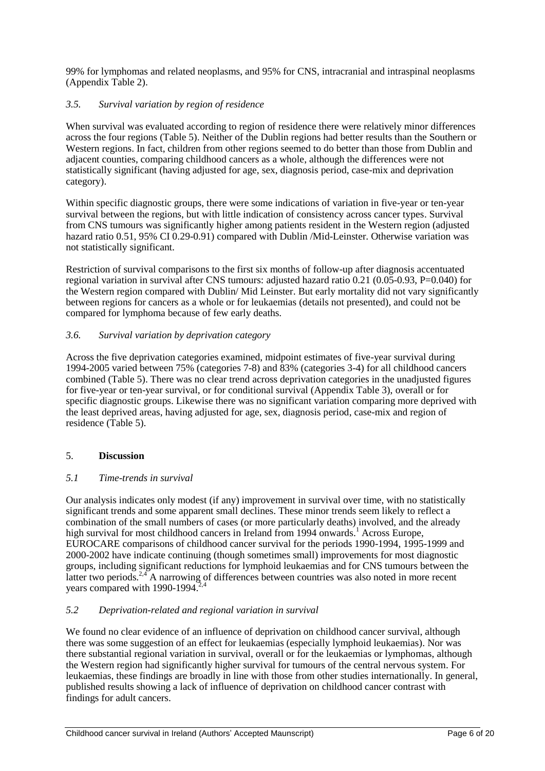99% for lymphomas and related neoplasms, and 95% for CNS, intracranial and intraspinal neoplasms (Appendix Table 2).

### *3.5. Survival variation by region of residence*

When survival was evaluated according to region of residence there were relatively minor differences across the four regions (Table 5). Neither of the Dublin regions had better results than the Southern or Western regions. In fact, children from other regions seemed to do better than those from Dublin and adjacent counties, comparing childhood cancers as a whole, although the differences were not statistically significant (having adjusted for age, sex, diagnosis period, case-mix and deprivation category).

Within specific diagnostic groups, there were some indications of variation in five-year or ten-year survival between the regions, but with little indication of consistency across cancer types. Survival from CNS tumours was significantly higher among patients resident in the Western region (adjusted hazard ratio 0.51, 95% CI 0.29-0.91) compared with Dublin /Mid-Leinster. Otherwise variation was not statistically significant.

Restriction of survival comparisons to the first six months of follow-up after diagnosis accentuated regional variation in survival after CNS tumours: adjusted hazard ratio 0.21 (0.05-0.93, P=0.040) for the Western region compared with Dublin/ Mid Leinster. But early mortality did not vary significantly between regions for cancers as a whole or for leukaemias (details not presented), and could not be compared for lymphoma because of few early deaths.

### *3.6. Survival variation by deprivation category*

Across the five deprivation categories examined, midpoint estimates of five-year survival during 1994-2005 varied between 75% (categories 7-8) and 83% (categories 3-4) for all childhood cancers combined (Table 5). There was no clear trend across deprivation categories in the unadjusted figures for five-year or ten-year survival, or for conditional survival (Appendix Table 3), overall or for specific diagnostic groups. Likewise there was no significant variation comparing more deprived with the least deprived areas, having adjusted for age, sex, diagnosis period, case-mix and region of residence (Table 5).

## 5. **Discussion**

### *5.1 Time-trends in survival*

Our analysis indicates only modest (if any) improvement in survival over time, with no statistically significant trends and some apparent small declines. These minor trends seem likely to reflect a combination of the small numbers of cases (or more particularly deaths) involved, and the already high survival for most childhood cancers in Ireland from 1994 onwards.[1] Across Europe, EUROCARE comparisons of childhood cancer survival for the periods 1990-1994, 1995-1999 and 2000-2002 have indicate continuing (though sometimes small) improvements for most diagnostic groups, including significant reductions for lymphoid leukaemias and for CNS tumours between the latter two periods.[2,4] A narrowing of differences between countries was also noted in more recent years compared with 1990-1994.[2,4]

### *5.2 Deprivation-related and regional variation in survival*

We found no clear evidence of an influence of deprivation on childhood cancer survival, although there was some suggestion of an effect for leukaemias (especially lymphoid leukaemias). Nor was there substantial regional variation in survival, overall or for the leukaemias or lymphomas, although the Western region had significantly higher survival for tumours of the central nervous system. For leukaemias, these findings are broadly in line with those from other studies internationally. In general, published results showing a lack of influence of deprivation on childhood cancer contrast with findings for adult cancers.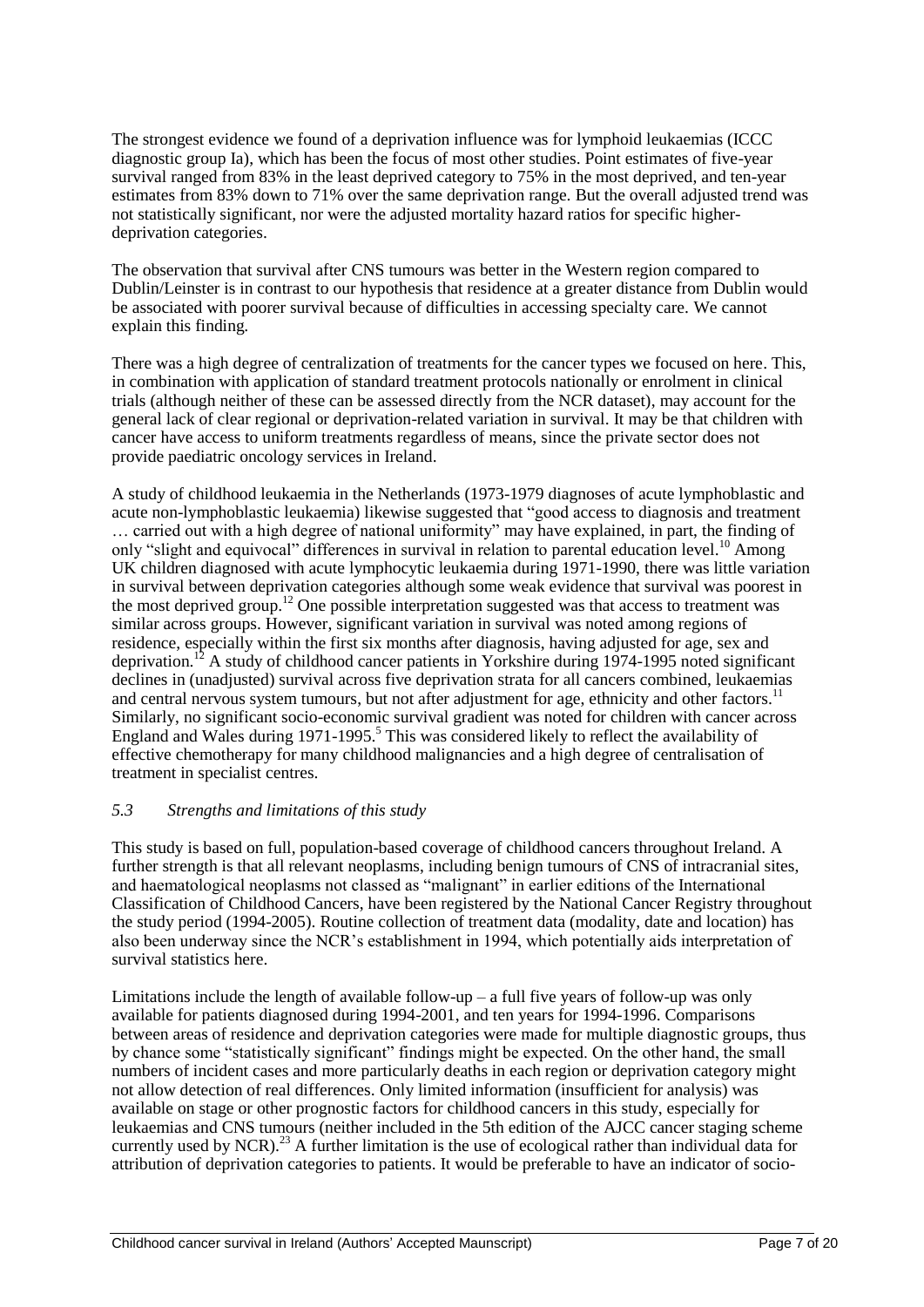The strongest evidence we found of a deprivation influence was for lymphoid leukaemias (ICCC diagnostic group Ia), which has been the focus of most other studies. Point estimates of five-year survival ranged from 83% in the least deprived category to 75% in the most deprived, and ten-year estimates from 83% down to 71% over the same deprivation range. But the overall adjusted trend was not statistically significant, nor were the adjusted mortality hazard ratios for specific higher-deprivation categories.

The observation that survival after CNS tumours was better in the Western region compared to Dublin/Leinster is in contrast to our hypothesis that residence at a greater distance from Dublin would be associated with poorer survival because of difficulties in accessing specialty care. We cannot explain this finding.

There was a high degree of centralization of treatments for the cancer types we focused on here. This, in combination with application of standard treatment protocols nationally or enrolment in clinical trials (although neither of these can be assessed directly from the NCR dataset), may account for the general lack of clear regional or deprivation-related variation in survival. It may be that children with cancer have access to uniform treatments regardless of means, since the private sector does not provide paediatric oncology services in Ireland.

A study of childhood leukaemia in the Netherlands (1973-1979 diagnoses of acute lymphoblastic and acute non-lymphoblastic leukaemia) likewise suggested that "good access to diagnosis and treatment … carried out with a high degree of national uniformity" may have explained, in part, the finding of only "slight and equivocal" differences in survival in relation to parental education level.[10] Among UK children diagnosed with acute lymphocytic leukaemia during 1971-1990, there was little variation in survival between deprivation categories although some weak evidence that survival was poorest in the most deprived group.[12] One possible interpretation suggested was that access to treatment was similar across groups. However, significant variation in survival was noted among regions of residence, especially within the first six months after diagnosis, having adjusted for age, sex and deprivation.[12] A study of childhood cancer patients in Yorkshire during 1974-1995 noted significant declines in (unadjusted) survival across five deprivation strata for all cancers combined, leukaemias and central nervous system tumours, but not after adjustment for age, ethnicity and other factors.[11] Similarly, no significant socio-economic survival gradient was noted for children with cancer across England and Wales during 1971-1995.[5] This was considered likely to reflect the availability of effective chemotherapy for many childhood malignancies and a high degree of centralisation of treatment in specialist centres.

### *5.3 Strengths and limitations of this study*

This study is based on full, population-based coverage of childhood cancers throughout Ireland. A further strength is that all relevant neoplasms, including benign tumours of CNS of intracranial sites, and haematological neoplasms not classed as "malignant" in earlier editions of the International Classification of Childhood Cancers, have been registered by the National Cancer Registry throughout the study period (1994-2005). Routine collection of treatment data (modality, date and location) has also been underway since the NCR's establishment in 1994, which potentially aids interpretation of survival statistics here.

Limitations include the length of available follow-up – a full five years of follow-up was only available for patients diagnosed during 1994-2001, and ten years for 1994-1996. Comparisons between areas of residence and deprivation categories were made for multiple diagnostic groups, thus by chance some "statistically significant" findings might be expected. On the other hand, the small numbers of incident cases and more particularly deaths in each region or deprivation category might not allow detection of real differences. Only limited information (insufficient for analysis) was available on stage or other prognostic factors for childhood cancers in this study, especially for leukaemias and CNS tumours (neither included in the 5th edition of the AJCC cancer staging scheme currently used by NCR).[23] A further limitation is the use of ecological rather than individual data for attribution of deprivation categories to patients. It would be preferable to have an indicator of socio-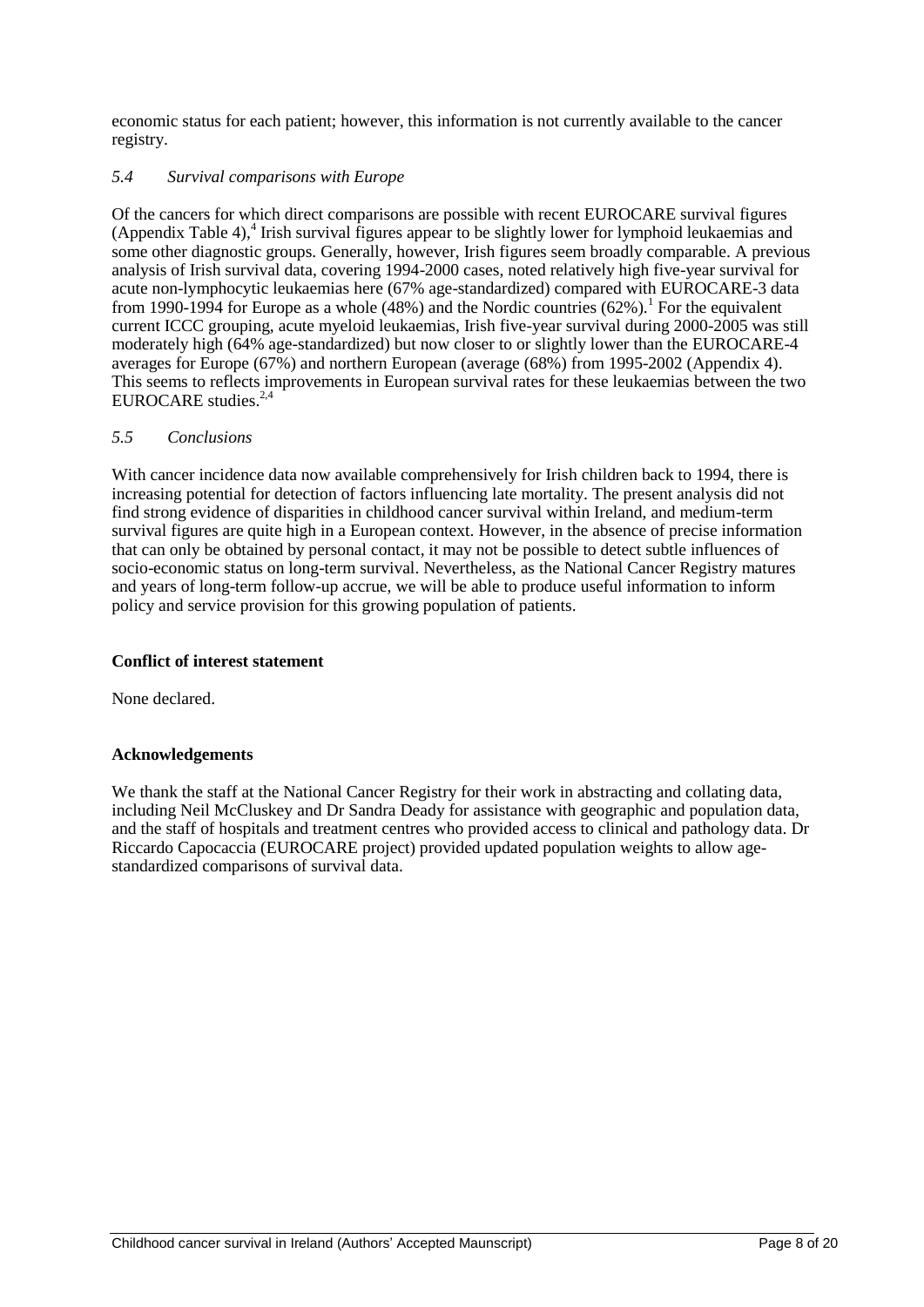economic status for each patient; however, this information is not currently available to the cancer registry.

### *5.4 Survival comparisons with Europe*

Of the cancers for which direct comparisons are possible with recent EUROCARE survival figures (Appendix Table 4),[4] Irish survival figures appear to be slightly lower for lymphoid leukaemias and some other diagnostic groups. Generally, however, Irish figures seem broadly comparable. A previous analysis of Irish survival data, covering 1994-2000 cases, noted relatively high five-year survival for acute non-lymphocytic leukaemias here (67% age-standardized) compared with EUROCARE-3 data from 1990-1994 for Europe as a whole (48%) and the Nordic countries (62%).[1] For the equivalent current ICCC grouping, acute myeloid leukaemias, Irish five-year survival during 2000-2005 was still moderately high (64% age-standardized) but now closer to or slightly lower than the EUROCARE-4 averages for Europe (67%) and northern European (average (68%) from 1995-2002 (Appendix 4). This seems to reflects improvements in European survival rates for these leukaemias between the two EUROCARE studies.[2,4]

### *5.5 Conclusions*

With cancer incidence data now available comprehensively for Irish children back to 1994, there is increasing potential for detection of factors influencing late mortality. The present analysis did not find strong evidence of disparities in childhood cancer survival within Ireland, and medium-term survival figures are quite high in a European context. However, in the absence of precise information that can only be obtained by personal contact, it may not be possible to detect subtle influences of socio-economic status on long-term survival. Nevertheless, as the National Cancer Registry matures and years of long-term follow-up accrue, we will be able to produce useful information to inform policy and service provision for this growing population of patients.

**Conflict of interest statement**

None declared.

**Acknowledgements**

We thank the staff at the National Cancer Registry for their work in abstracting and collating data, including Neil McCluskey and Dr Sandra Deady for assistance with geographic and population data, and the staff of hospitals and treatment centres who provided access to clinical and pathology data. Dr Riccardo Capocaccia (EUROCARE project) provided updated population weights to allow age-standardized comparisons of survival data.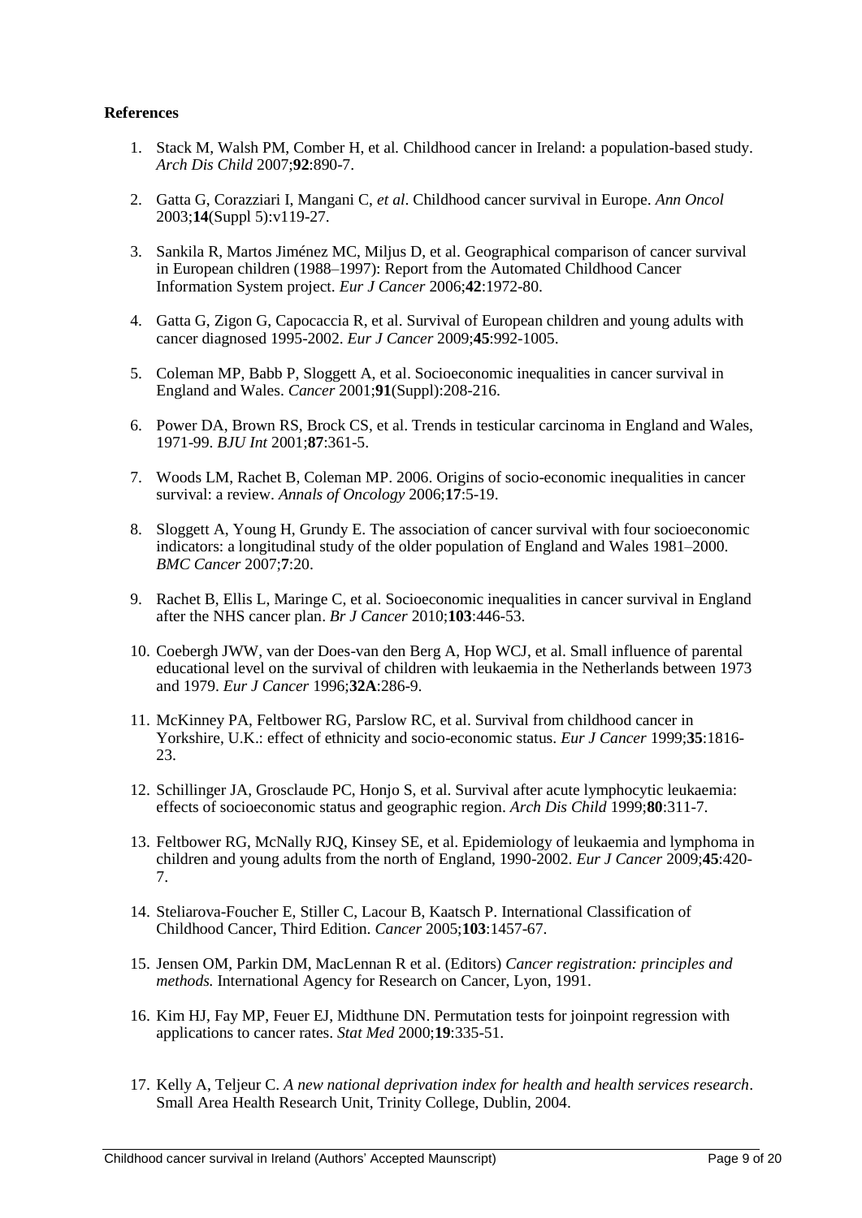**References**

1. Stack M, Walsh PM, Comber H, et al. Childhood cancer in Ireland: a population-based study. *Arch Dis Child* 2007;**92**:890-7.

2. Gatta G, Corazziari I, Mangani C, *et al*. Childhood cancer survival in Europe. *Ann Oncol* 2003;**14**(Suppl 5):v119-27.

3. Sankila R, Martos Jiménez MC, Miljus D, et al. Geographical comparison of cancer survival in European children (1988–1997): Report from the Automated Childhood Cancer Information System project. *Eur J Cancer* 2006;**42**:1972-80.

4. Gatta G, Zigon G, Capocaccia R, et al. Survival of European children and young adults with cancer diagnosed 1995-2002. *Eur J Cancer* 2009;**45**:992-1005.

5. Coleman MP, Babb P, Sloggett A, et al. Socioeconomic inequalities in cancer survival in England and Wales. *Cancer* 2001;**91**(Suppl):208-216.

6. Power DA, Brown RS, Brock CS, et al. Trends in testicular carcinoma in England and Wales, 1971-99. *BJU Int* 2001;**87**:361-5.

7. Woods LM, Rachet B, Coleman MP. 2006. Origins of socio-economic inequalities in cancer survival: a review. *Annals of Oncology* 2006;**17**:5-19.

8. Sloggett A, Young H, Grundy E. The association of cancer survival with four socioeconomic indicators: a longitudinal study of the older population of England and Wales 1981–2000. *BMC Cancer* 2007;**7**:20.

9. Rachet B, Ellis L, Maringe C, et al. Socioeconomic inequalities in cancer survival in England after the NHS cancer plan. *Br J Cancer* 2010;**103**:446-53.

10. Coebergh JWW, van der Does-van den Berg A, Hop WCJ, et al. Small influence of parental educational level on the survival of children with leukaemia in the Netherlands between 1973 and 1979. *Eur J Cancer* 1996;**32A**:286-9.

11. McKinney PA, Feltbower RG, Parslow RC, et al. Survival from childhood cancer in Yorkshire, U.K.: effect of ethnicity and socio-economic status. *Eur J Cancer* 1999;**35**:1816-23.

12. Schillinger JA, Grosclaude PC, Honjo S, et al. Survival after acute lymphocytic leukaemia: effects of socioeconomic status and geographic region. *Arch Dis Child* 1999;**80**:311-7.

13. Feltbower RG, McNally RJQ, Kinsey SE, et al. Epidemiology of leukaemia and lymphoma in children and young adults from the north of England, 1990-2002. *Eur J Cancer* 2009;**45**:420-7.

14. Steliarova-Foucher E, Stiller C, Lacour B, Kaatsch P. International Classification of Childhood Cancer, Third Edition. *Cancer* 2005;**103**:1457-67.

15. Jensen OM, Parkin DM, MacLennan R et al. (Editors) *Cancer registration: principles and methods.* International Agency for Research on Cancer, Lyon, 1991.

16. Kim HJ, Fay MP, Feuer EJ, Midthune DN. Permutation tests for joinpoint regression with applications to cancer rates. *Stat Med* 2000;**19**:335-51.

17. Kelly A, Teljeur C. *A new national deprivation index for health and health services research*. Small Area Health Research Unit, Trinity College, Dublin, 2004.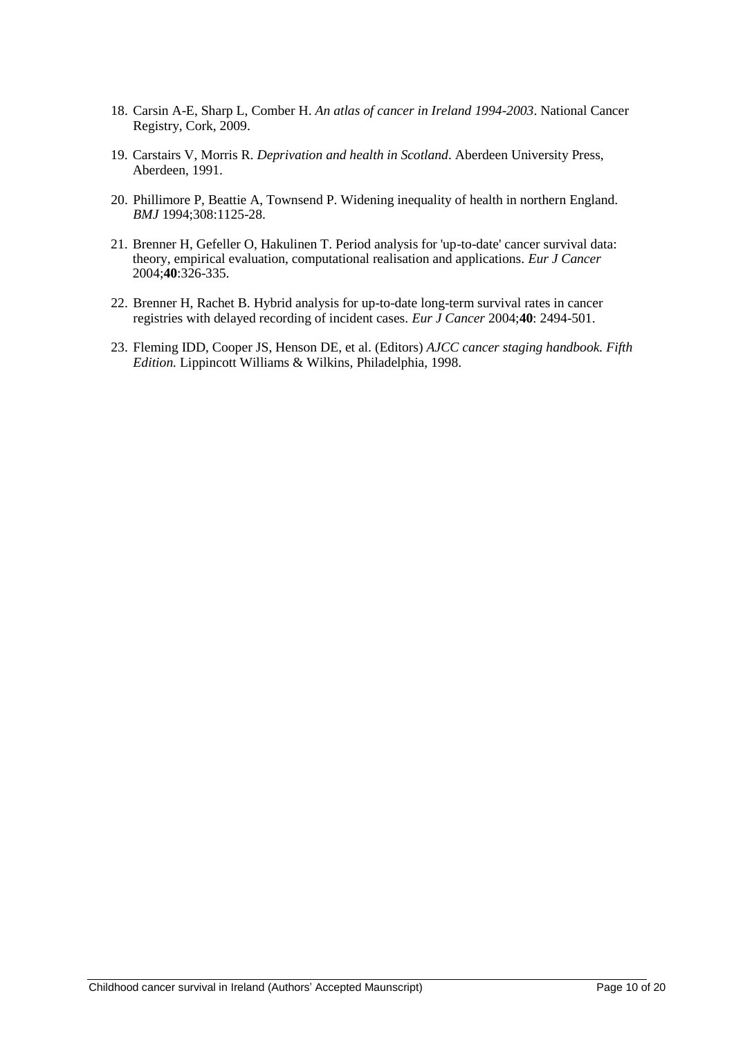18. Carsin A-E, Sharp L, Comber H. *An atlas of cancer in Ireland 1994-2003*. National Cancer Registry, Cork, 2009.

19. Carstairs V, Morris R. *Deprivation and health in Scotland*. Aberdeen University Press, Aberdeen, 1991.

20. Phillimore P, Beattie A, Townsend P. Widening inequality of health in northern England. *BMJ* 1994;308:1125-28.

21. Brenner H, Gefeller O, Hakulinen T. Period analysis for 'up-to-date' cancer survival data: theory, empirical evaluation, computational realisation and applications. *Eur J Cancer* 2004;**40**:326-335.

22. Brenner H, Rachet B. Hybrid analysis for up-to-date long-term survival rates in cancer registries with delayed recording of incident cases. *Eur J Cancer* 2004;**40**: 2494-501.

23. Fleming IDD, Cooper JS, Henson DE, et al. (Editors) *AJCC cancer staging handbook. Fifth Edition.* Lippincott Williams & Wilkins, Philadelphia, 1998.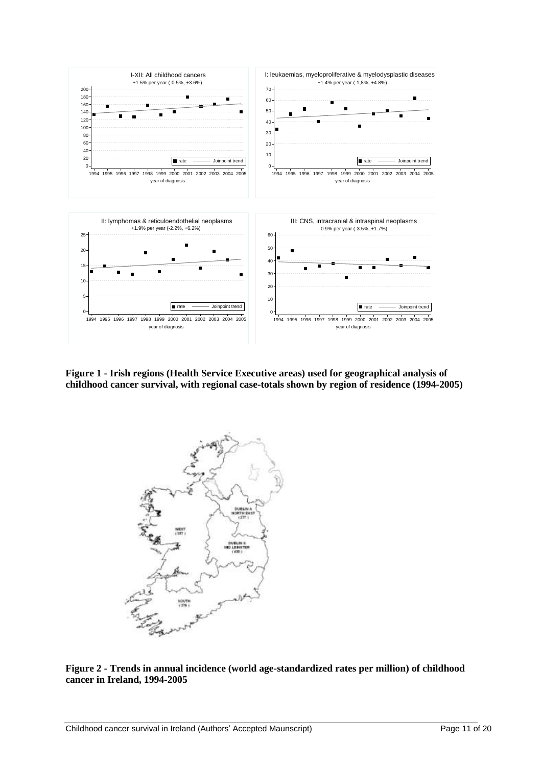**Figure 1 - Irish regions (Health Service Executive areas) used for geographical analysis of childhood cancer survival, with regional case-totals shown by region of residence (1994-2005)**

**Figure 2 - Trends in annual incidence (world age-standardized rates per million) of childhood cancer in Ireland, 1994-2005**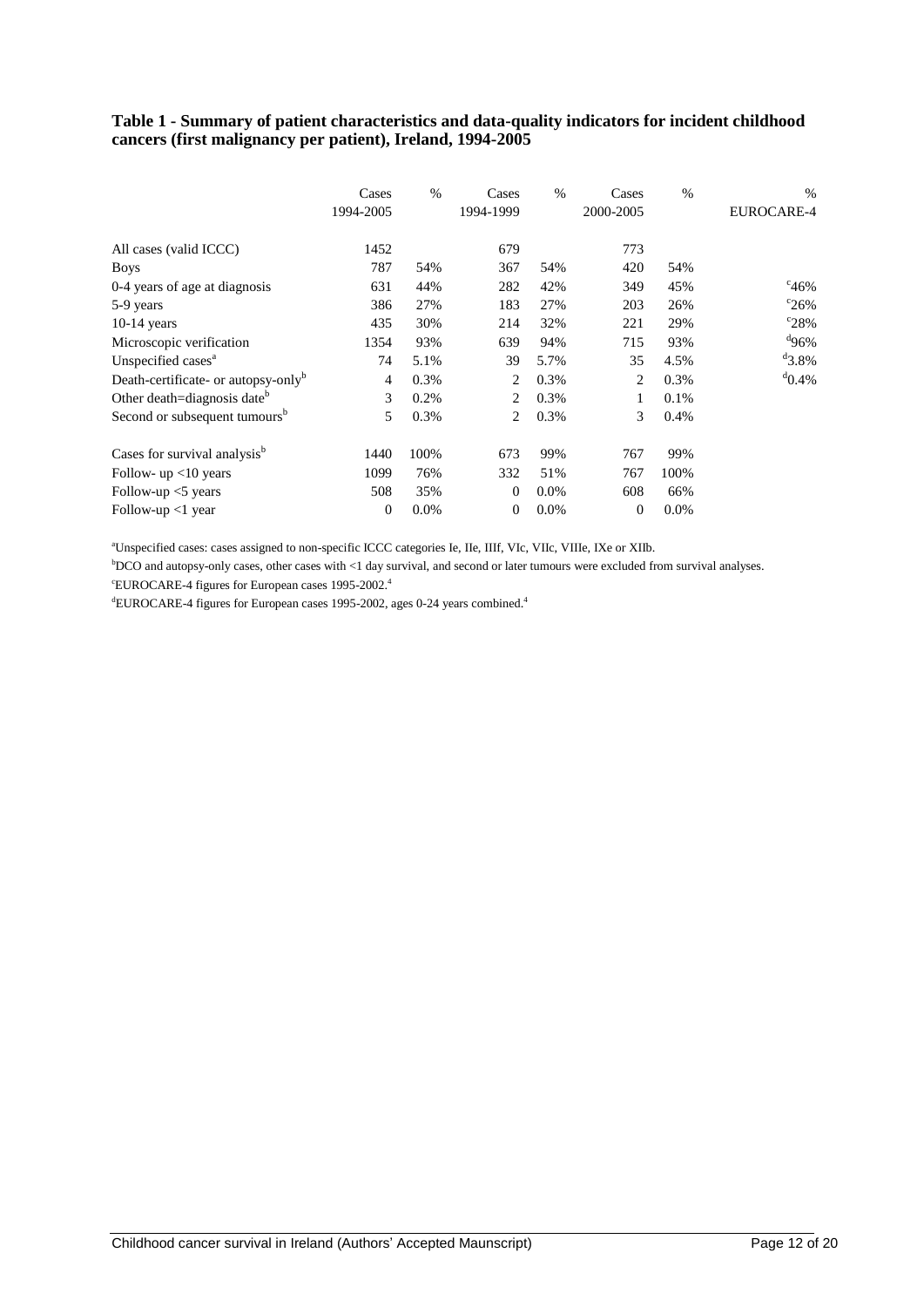**Table 1 - Summary of patient characteristics and data-quality indicators for incident childhood cancers (first malignancy per patient), Ireland, 1994-2005**

| | Cases 1994-2005 | % | Cases 1994-1999 | % | Cases 2000-2005 | % | % EUROCARE-4 |
|---|---|---|---|---|---|---|---|
| All cases (valid ICCC) | 1452 | | 679 | | 773 | | |
| Boys | 787 | 54% | 367 | 54% | 420 | 54% | |
| 0-4 years of age at diagnosis | 631 | 44% | 282 | 42% | 349 | 45% | [c]46% |
| 5-9 years | 386 | 27% | 183 | 27% | 203 | 26% | [c]26% |
| 10-14 years | 435 | 30% | 214 | 32% | 221 | 29% | [c]28% |
| Microscopic verification | 1354 | 93% | 639 | 94% | 715 | 93% | [d]96% |
| Unspecified cases[a] | 74 | 5.1% | 39 | 5.7% | 35 | 4.5% | [d]3.8% |
| Death-certificate- or autopsy-only[b] | 4 | 0.3% | 2 | 0.3% | 2 | 0.3% | [d]0.4% |
| Other death=diagnosis date[b] | 3 | 0.2% | 2 | 0.3% | 1 | 0.1% | |
| Second or subsequent tumours[b] | 5 | 0.3% | 2 | 0.3% | 3 | 0.4% | |
| Cases for survival analysis[b] | 1440 | 100% | 673 | 99% | 767 | 99% | |
| Follow- up <10 years | 1099 | 76% | 332 | 51% | 767 | 100% | |
| Follow-up <5 years | 508 | 35% | 0 | 0.0% | 608 | 66% | |
| Follow-up <1 year | 0 | 0.0% | 0 | 0.0% | 0 | 0.0% | |

[a]Unspecified cases: cases assigned to non-specific ICCC categories Ie, IIe, IIIf, VIc, VIIc, VIIIe, IXe or XIIb.

[b]DCO and autopsy-only cases, other cases with <1 day survival, and second or later tumours were excluded from survival analyses.

[c]EUROCARE-4 figures for European cases 1995-2002.[4]

[d]EUROCARE-4 figures for European cases 1995-2002, ages 0-24 years combined.[4]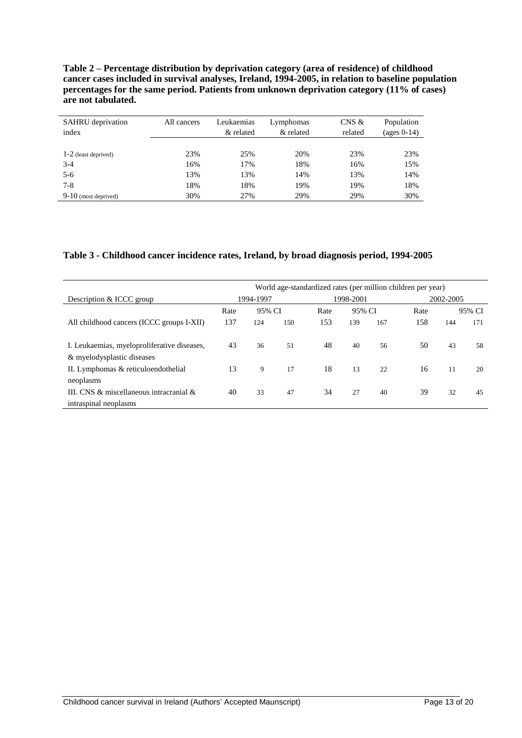**Table 2 – Percentage distribution by deprivation category (area of residence) of childhood cancer cases included in survival analyses, Ireland, 1994-2005, in relation to baseline population percentages for the same period. Patients from unknown deprivation category (11% of cases) are not tabulated.**

| SAHRU deprivation index | All cancers | Leukaemias & related | Lymphomas & related | CNS & related | Population (ages 0-14) |
|---|---|---|---|---|---|
| 1-2 (least deprived) | 23% | 25% | 20% | 23% | 23% |
| 3-4 | 16% | 17% | 18% | 16% | 15% |
| 5-6 | 13% | 13% | 14% | 13% | 14% |
| 7-8 | 18% | 18% | 19% | 19% | 18% |
| 9-10 (most deprived) | 30% | 27% | 29% | 29% | 30% |

**Table 3 - Childhood cancer incidence rates, Ireland, by broad diagnosis period, 1994-2005**

| | World age-standardized rates (per million children per year) | | | | | | | | |
|---|---|---|---|---|---|---|---|---|---|
| Description & ICCC group | 1994-1997 | | | 1998-2001 | | | 2002-2005 | | |
| | Rate | 95% CI | | Rate | 95% CI | | Rate | 95% CI | |
| All childhood cancers (ICCC groups I-XII) | 137 | 124 | 150 | 153 | 139 | 167 | 158 | 144 | 171 |
| I. Leukaemias, myeloproliferative diseases, & myelodysplastic diseases | 43 | 36 | 51 | 48 | 40 | 56 | 50 | 43 | 58 |
| II. Lymphomas & reticuloendothelial neoplasms | 13 | 9 | 17 | 18 | 13 | 22 | 16 | 11 | 20 |
| III. CNS & miscellaneous intracranial & intraspinal neoplasms | 40 | 33 | 47 | 34 | 27 | 40 | 39 | 32 | 45 |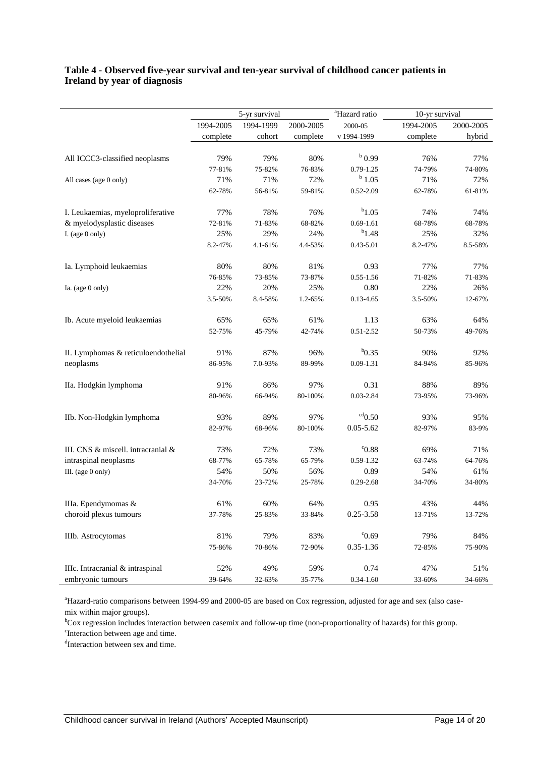**Table 4 - Observed five-year survival and ten-year survival of childhood cancer patients in Ireland by year of diagnosis**

| | 5-yr survival | | | [a]Hazard ratio | 10-yr survival | |
|---|---|---|---|---|---|---|
| | 1994-2005 complete | 1994-1999 cohort | 2000-2005 complete | 2000-05 v 1994-1999 | 1994-2005 complete | 2000-2005 hybrid |
| All ICCC3-classified neoplasms | 79% | 79% | 80% | [b] 0.99 | 76% | 77% |
| | 77-81% | 75-82% | 76-83% | 0.79-1.25 | 74-79% | 74-80% |
| All cases (age 0 only) | 71% | 71% | 72% | [b] 1.05 | 71% | 72% |
| | 62-78% | 56-81% | 59-81% | 0.52-2.09 | 62-78% | 61-81% |
| I. Leukaemias, myeloproliferative & myelodysplastic diseases | 77% | 78% | 76% | [b]1.05 | 74% | 74% |
| | 72-81% | 71-83% | 68-82% | 0.69-1.61 | 68-78% | 68-78% |
| I. (age 0 only) | 25% | 29% | 24% | [b]1.48 | 25% | 32% |
| | 8.2-47% | 4.1-61% | 4.4-53% | 0.43-5.01 | 8.2-47% | 8.5-58% |
| Ia. Lymphoid leukaemias | 80% | 80% | 81% | 0.93 | 77% | 77% |
| | 76-85% | 73-85% | 73-87% | 0.55-1.56 | 71-82% | 71-83% |
| Ia. (age 0 only) | 22% | 20% | 25% | 0.80 | 22% | 26% |
| | 3.5-50% | 8.4-58% | 1.2-65% | 0.13-4.65 | 3.5-50% | 12-67% |
| Ib. Acute myeloid leukaemias | 65% | 65% | 61% | 1.13 | 63% | 64% |
| | 52-75% | 45-79% | 42-74% | 0.51-2.52 | 50-73% | 49-76% |
| II. Lymphomas & reticuloendothelial neoplasms | 91% | 87% | 96% | [b]0.35 | 90% | 92% |
| | 86-95% | 7.0-93% | 89-99% | 0.09-1.31 | 84-94% | 85-96% |
| IIa. Hodgkin lymphoma | 91% | 86% | 97% | 0.31 | 88% | 89% |
| | 80-96% | 66-94% | 80-100% | 0.03-2.84 | 73-95% | 73-96% |
| IIb. Non-Hodgkin lymphoma | 93% | 89% | 97% | [cd]0.50 | 93% | 95% |
| | 82-97% | 68-96% | 80-100% | 0.05-5.62 | 82-97% | 83-9% |
| III. CNS & miscell. intracranial & intraspinal neoplasms | 73% | 72% | 73% | [c]0.88 | 69% | 71% |
| | 68-77% | 65-78% | 65-79% | 0.59-1.32 | 63-74% | 64-76% |
| III. (age 0 only) | 54% | 50% | 56% | 0.89 | 54% | 61% |
| | 34-70% | 23-72% | 25-78% | 0.29-2.68 | 34-70% | 34-80% |
| IIIa. Ependymomas & choroid plexus tumours | 61% | 60% | 64% | 0.95 | 43% | 44% |
| | 37-78% | 25-83% | 33-84% | 0.25-3.58 | 13-71% | 13-72% |
| IIIb. Astrocytomas | 81% | 79% | 83% | [c]0.69 | 79% | 84% |
| | 75-86% | 70-86% | 72-90% | 0.35-1.36 | 72-85% | 75-90% |
| IIIc. Intracranial & intraspinal embryonic tumours | 52% | 49% | 59% | 0.74 | 47% | 51% |
| | 39-64% | 32-63% | 35-77% | 0.34-1.60 | 33-60% | 34-66% |

[a]Hazard-ratio comparisons between 1994-99 and 2000-05 are based on Cox regression, adjusted for age and sex (also case-mix within major groups).

[b]Cox regression includes interaction between casemix and follow-up time (non-proportionality of hazards) for this group.

[c]Interaction between age and time.

[d]Interaction between sex and time.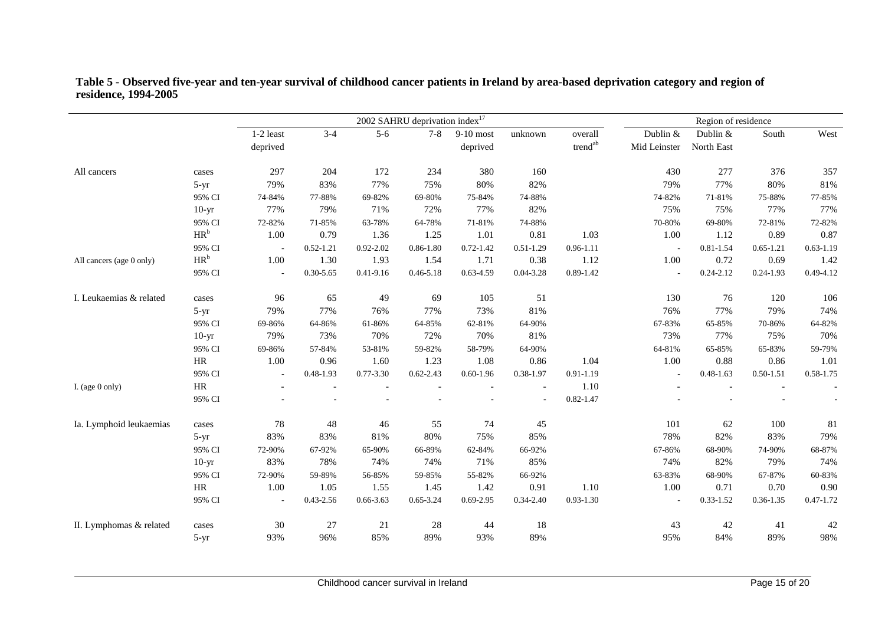**Table 5 - Observed five-year and ten-year survival of childhood cancer patients in Ireland by area-based deprivation category and region of residence, 1994-2005**

| | | 2002 SAHRU deprivation index[17] | | | | | | | Region of residence | | | |
|---|---|---|---|---|---|---|---|---|---|---|---|---|
| | | 1-2 least deprived | 3-4 | 5-6 | 7-8 | 9-10 most deprived | unknown | overall trend[ab] | Dublin & Mid Leinster | Dublin & North East | South | West |
| All cancers | cases | 297 | 204 | 172 | 234 | 380 | 160 | | 430 | 277 | 376 | 357 |
| | 5-yr | 79% | 83% | 77% | 75% | 80% | 82% | | 79% | 77% | 80% | 81% |
| | 95% CI | 74-84% | 77-88% | 69-82% | 69-80% | 75-84% | 74-88% | | 74-82% | 71-81% | 75-88% | 77-85% |
| | 10-yr | 77% | 79% | 71% | 72% | 77% | 82% | | 75% | 75% | 77% | 77% |
| | 95% CI | 72-82% | 71-85% | 63-78% | 64-78% | 71-81% | 74-88% | | 70-80% | 69-80% | 72-81% | 72-82% |
| | HR[b] | 1.00 | 0.79 | 1.36 | 1.25 | 1.01 | 0.81 | 1.03 | 1.00 | 1.12 | 0.89 | 0.87 |
| | 95% CI | - | 0.52-1.21 | 0.92-2.02 | 0.86-1.80 | 0.72-1.42 | 0.51-1.29 | 0.96-1.11 | - | 0.81-1.54 | 0.65-1.21 | 0.63-1.19 |
| All cancers (age 0 only) | HR[b] | 1.00 | 1.30 | 1.93 | 1.54 | 1.71 | 0.38 | 1.12 | 1.00 | 0.72 | 0.69 | 1.42 |
| | 95% CI | - | 0.30-5.65 | 0.41-9.16 | 0.46-5.18 | 0.63-4.59 | 0.04-3.28 | 0.89-1.42 | - | 0.24-2.12 | 0.24-1.93 | 0.49-4.12 |
| I. Leukaemias & related | cases | 96 | 65 | 49 | 69 | 105 | 51 | | 130 | 76 | 120 | 106 |
| | 5-yr | 79% | 77% | 76% | 77% | 73% | 81% | | 76% | 77% | 79% | 74% |
| | 95% CI | 69-86% | 64-86% | 61-86% | 64-85% | 62-81% | 64-90% | | 67-83% | 65-85% | 70-86% | 64-82% |
| | 10-yr | 79% | 73% | 70% | 72% | 70% | 81% | | 73% | 77% | 75% | 70% |
| | 95% CI | 69-86% | 57-84% | 53-81% | 59-82% | 58-79% | 64-90% | | 64-81% | 65-85% | 65-83% | 59-79% |
| | HR | 1.00 | 0.96 | 1.60 | 1.23 | 1.08 | 0.86 | 1.04 | 1.00 | 0.88 | 0.86 | 1.01 |
| | 95% CI | - | 0.48-1.93 | 0.77-3.30 | 0.62-2.43 | 0.60-1.96 | 0.38-1.97 | 0.91-1.19 | - | 0.48-1.63 | 0.50-1.51 | 0.58-1.75 |
| I. (age 0 only) | HR | - | - | - | - | - | - | 1.10 | - | - | - | - |
| | 95% CI | - | - | - | - | - | - | 0.82-1.47 | - | - | - | - |
| Ia. Lymphoid leukaemias | cases | 78 | 48 | 46 | 55 | 74 | 45 | | 101 | 62 | 100 | 81 |
| | 5-yr | 83% | 83% | 81% | 80% | 75% | 85% | | 78% | 82% | 83% | 79% |
| | 95% CI | 72-90% | 67-92% | 65-90% | 66-89% | 62-84% | 66-92% | | 67-86% | 68-90% | 74-90% | 68-87% |
| | 10-yr | 83% | 78% | 74% | 74% | 71% | 85% | | 74% | 82% | 79% | 74% |
| | 95% CI | 72-90% | 59-89% | 56-85% | 59-85% | 55-82% | 66-92% | | 63-83% | 68-90% | 67-87% | 60-83% |
| | HR | 1.00 | 1.05 | 1.55 | 1.45 | 1.42 | 0.91 | 1.10 | 1.00 | 0.71 | 0.70 | 0.90 |
| | 95% CI | - | 0.43-2.56 | 0.66-3.63 | 0.65-3.24 | 0.69-2.95 | 0.34-2.40 | 0.93-1.30 | - | 0.33-1.52 | 0.36-1.35 | 0.47-1.72 |
| II. Lymphomas & related | cases | 30 | 27 | 21 | 28 | 44 | 18 | | 43 | 42 | 41 | 42 |
| | 5-yr | 93% | 96% | 85% | 89% | 93% | 89% | | 95% | 84% | 89% | 98% |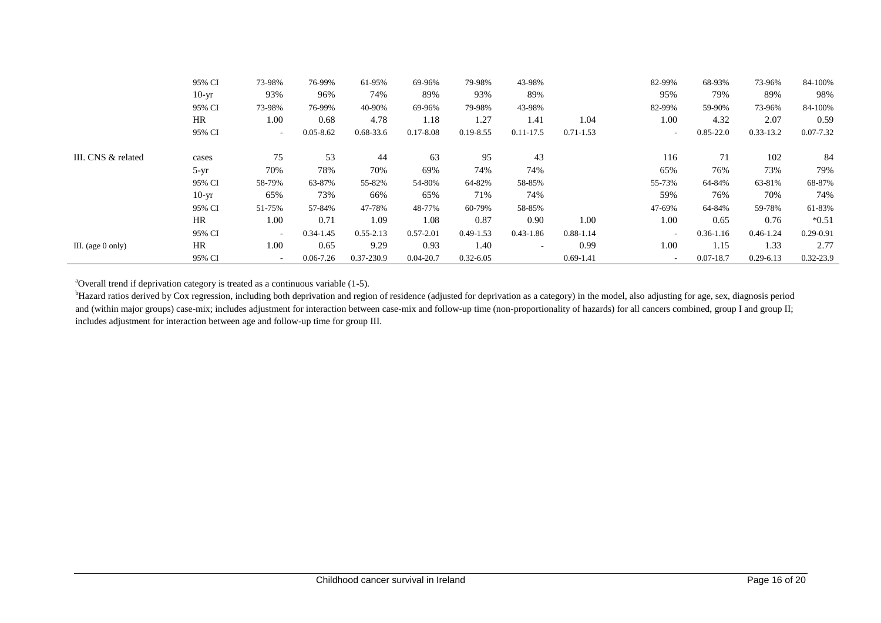| | | | | | | | | | | | | |
|---|---|---|---|---|---|---|---|---|---|---|---|---|
| | 95% CI | 73-98% | 76-99% | 61-95% | 69-96% | 79-98% | 43-98% | | 82-99% | 68-93% | 73-96% | 84-100% |
| | 10-yr | 93% | 96% | 74% | 89% | 93% | 89% | | 95% | 79% | 89% | 98% |
| | 95% CI | 73-98% | 76-99% | 40-90% | 69-96% | 79-98% | 43-98% | | 82-99% | 59-90% | 73-96% | 84-100% |
| | HR | 1.00 | 0.68 | 4.78 | 1.18 | 1.27 | 1.41 | 1.04 | 1.00 | 4.32 | 2.07 | 0.59 |
| | 95% CI | - | 0.05-8.62 | 0.68-33.6 | 0.17-8.08 | 0.19-8.55 | 0.11-17.5 | 0.71-1.53 | - | 0.85-22.0 | 0.33-13.2 | 0.07-7.32 |
| III. CNS & related | cases | 75 | 53 | 44 | 63 | 95 | 43 | | 116 | 71 | 102 | 84 |
| | 5-yr | 70% | 78% | 70% | 69% | 74% | 74% | | 65% | 76% | 73% | 79% |
| | 95% CI | 58-79% | 63-87% | 55-82% | 54-80% | 64-82% | 58-85% | | 55-73% | 64-84% | 63-81% | 68-87% |
| | 10-yr | 65% | 73% | 66% | 65% | 71% | 74% | | 59% | 76% | 70% | 74% |
| | 95% CI | 51-75% | 57-84% | 47-78% | 48-77% | 60-79% | 58-85% | | 47-69% | 64-84% | 59-78% | 61-83% |
| | HR | 1.00 | 0.71 | 1.09 | 1.08 | 0.87 | 0.90 | 1.00 | 1.00 | 0.65 | 0.76 | *0.51 |
| | 95% CI | - | 0.34-1.45 | 0.55-2.13 | 0.57-2.01 | 0.49-1.53 | 0.43-1.86 | 0.88-1.14 | - | 0.36-1.16 | 0.46-1.24 | 0.29-0.91 |
| III. (age 0 only) | HR | 1.00 | 0.65 | 9.29 | 0.93 | 1.40 | - | 0.99 | 1.00 | 1.15 | 1.33 | 2.77 |
| | 95% CI | - | 0.06-7.26 | 0.37-230.9 | 0.04-20.7 | 0.32-6.05 | | 0.69-1.41 | - | 0.07-18.7 | 0.29-6.13 | 0.32-23.9 |

[a]Overall trend if deprivation category is treated as a continuous variable (1-5).

[b]Hazard ratios derived by Cox regression, including both deprivation and region of residence (adjusted for deprivation as a category) in the model, also adjusting for age, sex, diagnosis period and (within major groups) case-mix; includes adjustment for interaction between case-mix and follow-up time (non-proportionality of hazards) for all cancers combined, group I and group II; includes adjustment for interaction between age and follow-up time for group III.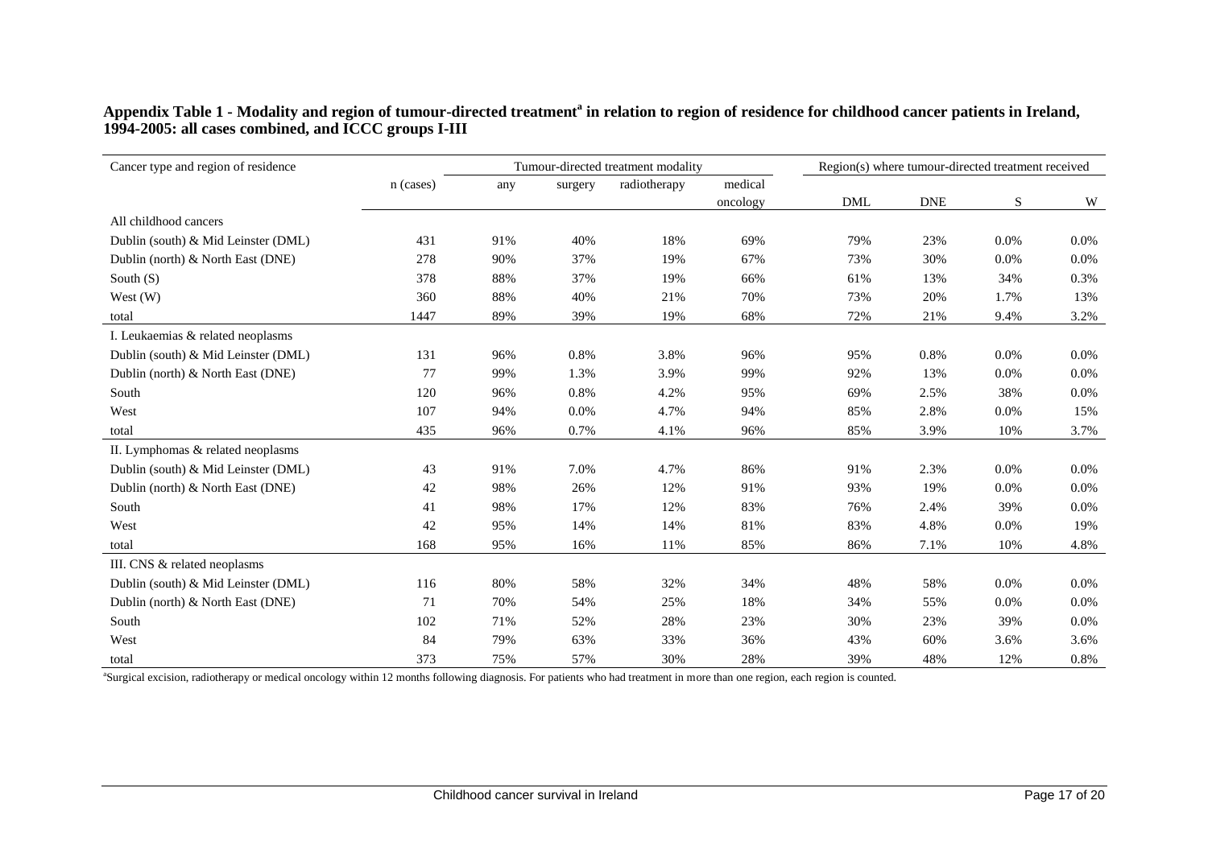**Appendix Table 1 - Modality and region of tumour-directed treatment[a] in relation to region of residence for childhood cancer patients in Ireland, 1994-2005: all cases combined, and ICCC groups I-III**

| Cancer type and region of residence | | Tumour-directed treatment modality | | | | Region(s) where tumour-directed treatment received | | | |
|---|---|---|---|---|---|---|---|---|---|
| | n (cases) | any | surgery | radiotherapy | medical oncology | DML | DNE | S | W |
| All childhood cancers | | | | | | | | | |
| Dublin (south) & Mid Leinster (DML) | 431 | 91% | 40% | 18% | 69% | 79% | 23% | 0.0% | 0.0% |
| Dublin (north) & North East (DNE) | 278 | 90% | 37% | 19% | 67% | 73% | 30% | 0.0% | 0.0% |
| South (S) | 378 | 88% | 37% | 19% | 66% | 61% | 13% | 34% | 0.3% |
| West (W) | 360 | 88% | 40% | 21% | 70% | 73% | 20% | 1.7% | 13% |
| total | 1447 | 89% | 39% | 19% | 68% | 72% | 21% | 9.4% | 3.2% |
| I. Leukaemias & related neoplasms | | | | | | | | | |
| Dublin (south) & Mid Leinster (DML) | 131 | 96% | 0.8% | 3.8% | 96% | 95% | 0.8% | 0.0% | 0.0% |
| Dublin (north) & North East (DNE) | 77 | 99% | 1.3% | 3.9% | 99% | 92% | 13% | 0.0% | 0.0% |
| South | 120 | 96% | 0.8% | 4.2% | 95% | 69% | 2.5% | 38% | 0.0% |
| West | 107 | 94% | 0.0% | 4.7% | 94% | 85% | 2.8% | 0.0% | 15% |
| total | 435 | 96% | 0.7% | 4.1% | 96% | 85% | 3.9% | 10% | 3.7% |
| II. Lymphomas & related neoplasms | | | | | | | | | |
| Dublin (south) & Mid Leinster (DML) | 43 | 91% | 7.0% | 4.7% | 86% | 91% | 2.3% | 0.0% | 0.0% |
| Dublin (north) & North East (DNE) | 42 | 98% | 26% | 12% | 91% | 93% | 19% | 0.0% | 0.0% |
| South | 41 | 98% | 17% | 12% | 83% | 76% | 2.4% | 39% | 0.0% |
| West | 42 | 95% | 14% | 14% | 81% | 83% | 4.8% | 0.0% | 19% |
| total | 168 | 95% | 16% | 11% | 85% | 86% | 7.1% | 10% | 4.8% |
| III. CNS & related neoplasms | | | | | | | | | |
| Dublin (south) & Mid Leinster (DML) | 116 | 80% | 58% | 32% | 34% | 48% | 58% | 0.0% | 0.0% |
| Dublin (north) & North East (DNE) | 71 | 70% | 54% | 25% | 18% | 34% | 55% | 0.0% | 0.0% |
| South | 102 | 71% | 52% | 28% | 23% | 30% | 23% | 39% | 0.0% |
| West | 84 | 79% | 63% | 33% | 36% | 43% | 60% | 3.6% | 3.6% |
| total | 373 | 75% | 57% | 30% | 28% | 39% | 48% | 12% | 0.8% |

[a]Surgical excision, radiotherapy or medical oncology within 12 months following diagnosis. For patients who had treatment in more than one region, each region is counted.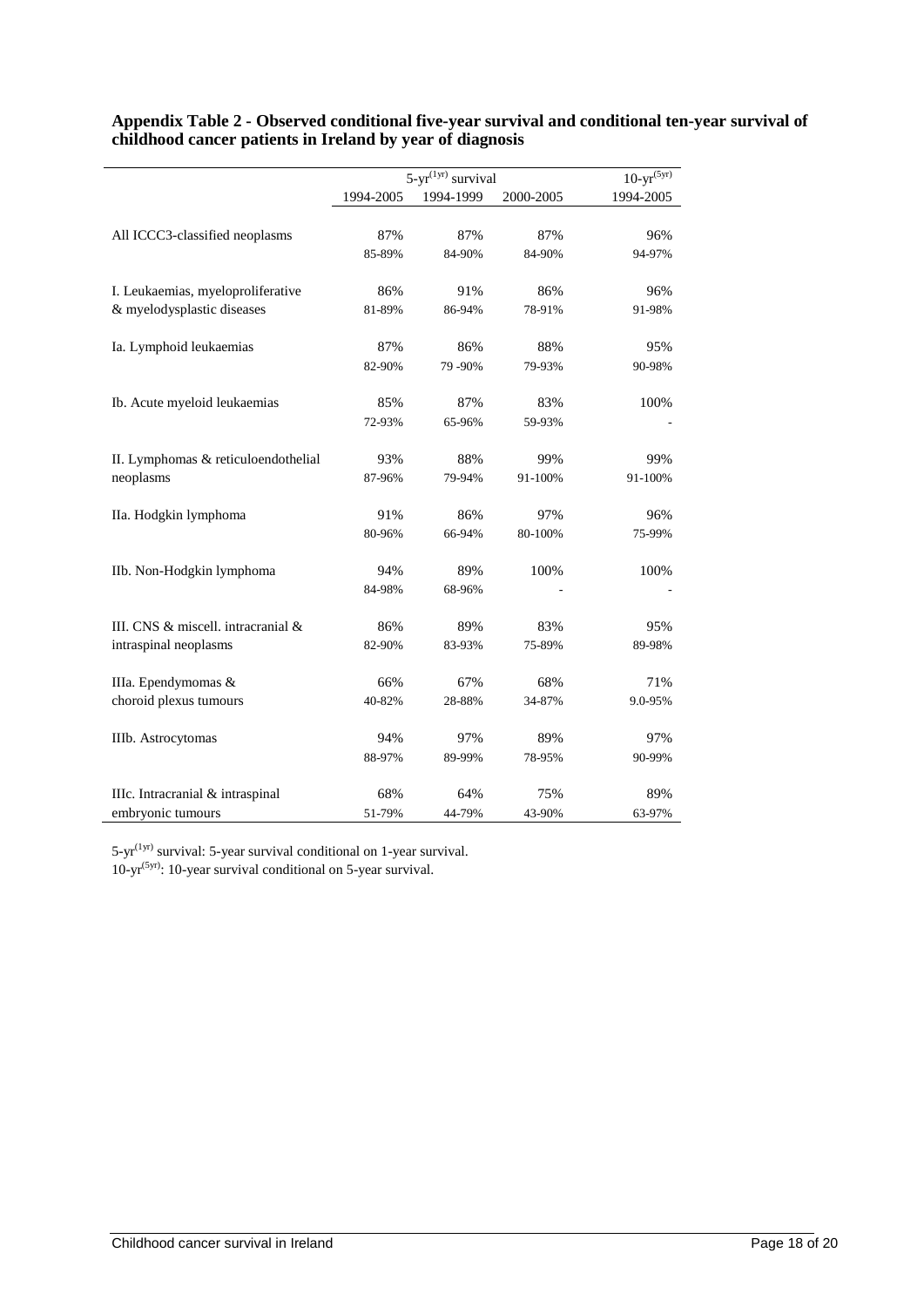**Appendix Table 2 - Observed conditional five-year survival and conditional ten-year survival of childhood cancer patients in Ireland by year of diagnosis**

| | $5\text{-yr}^{(1yr)}$ survival | | | $10\text{-yr}^{(5yr)}$ |
|---|---|---|---|---|
| | 1994-2005 | 1994-1999 | 2000-2005 | 1994-2005 |
| All ICCC3-classified neoplasms | 87% | 87% | 87% | 96% |
| | 85-89% | 84-90% | 84-90% | 94-97% |
| I. Leukaemias, myeloproliferative & myelodysplastic diseases | 86% | 91% | 86% | 96% |
| | 81-89% | 86-94% | 78-91% | 91-98% |
| Ia. Lymphoid leukaemias | 87% | 86% | 88% | 95% |
| | 82-90% | 79 -90% | 79-93% | 90-98% |
| Ib. Acute myeloid leukaemias | 85% | 87% | 83% | 100% |
| | 72-93% | 65-96% | 59-93% | - |
| II. Lymphomas & reticuloendothelial neoplasms | 93% | 88% | 99% | 99% |
| | 87-96% | 79-94% | 91-100% | 91-100% |
| IIa. Hodgkin lymphoma | 91% | 86% | 97% | 96% |
| | 80-96% | 66-94% | 80-100% | 75-99% |
| IIb. Non-Hodgkin lymphoma | 94% | 89% | 100% | 100% |
| | 84-98% | 68-96% | - | - |
| III. CNS & miscell. intracranial & intraspinal neoplasms | 86% | 89% | 83% | 95% |
| | 82-90% | 83-93% | 75-89% | 89-98% |
| IIIa. Ependymomas & choroid plexus tumours | 66% | 67% | 68% | 71% |
| | 40-82% | 28-88% | 34-87% | 9.0-95% |
| IIIb. Astrocytomas | 94% | 97% | 89% | 97% |
| | 88-97% | 89-99% | 78-95% | 90-99% |
| IIIc. Intracranial & intraspinal embryonic tumours | 68% | 64% | 75% | 89% |
| | 51-79% | 44-79% | 43-90% | 63-97% |

$5\text{-yr}^{(1yr)}$ survival: 5-year survival conditional on 1-year survival.
$10\text{-yr}^{(5yr)}$: 10-year survival conditional on 5-year survival.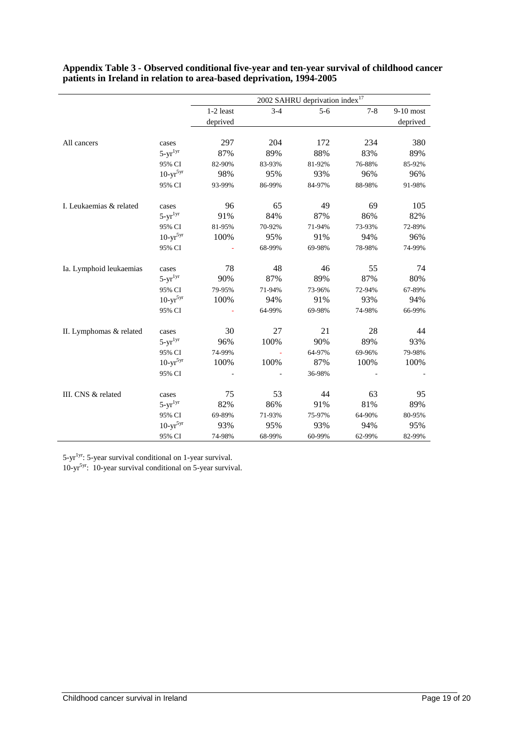**Appendix Table 3 - Observed conditional five-year and ten-year survival of childhood cancer patients in Ireland in relation to area-based deprivation, 1994-2005**

| | | 2002 SAHRU deprivation index[17] | | | | |
|---|---|---|---|---|---|---|
| | | 1-2 least deprived | 3-4 | 5-6 | 7-8 | 9-10 most deprived |
| All cancers | cases | 297 | 204 | 172 | 234 | 380 |
| | 5-yr[1yr] | 87% | 89% | 88% | 83% | 89% |
| | 95% CI | 82-90% | 83-93% | 81-92% | 76-88% | 85-92% |
| | 10-yr[5yr] | 98% | 95% | 93% | 96% | 96% |
| | 95% CI | 93-99% | 86-99% | 84-97% | 88-98% | 91-98% |
| I. Leukaemias & related | cases | 96 | 65 | 49 | 69 | 105 |
| | 5-yr[1yr] | 91% | 84% | 87% | 86% | 82% |
| | 95% CI | 81-95% | 70-92% | 71-94% | 73-93% | 72-89% |
| | 10-yr[5yr] | 100% | 95% | 91% | 94% | 96% |
| | 95% CI | - | 68-99% | 69-98% | 78-98% | 74-99% |
| Ia. Lymphoid leukaemias | cases | 78 | 48 | 46 | 55 | 74 |
| | 5-yr[1yr] | 90% | 87% | 89% | 87% | 80% |
| | 95% CI | 79-95% | 71-94% | 73-96% | 72-94% | 67-89% |
| | 10-yr[5yr] | 100% | 94% | 91% | 93% | 94% |
| | 95% CI | - | 64-99% | 69-98% | 74-98% | 66-99% |
| II. Lymphomas & related | cases | 30 | 27 | 21 | 28 | 44 |
| | 5-yr[1yr] | 96% | 100% | 90% | 89% | 93% |
| | 95% CI | 74-99% | - | 64-97% | 69-96% | 79-98% |
| | 10-yr[5yr] | 100% | 100% | 87% | 100% | 100% |
| | 95% CI | - | - | 36-98% | - | - |
| III. CNS & related | cases | 75 | 53 | 44 | 63 | 95 |
| | 5-yr[1yr] | 82% | 86% | 91% | 81% | 89% |
| | 95% CI | 69-89% | 71-93% | 75-97% | 64-90% | 80-95% |
| | 10-yr[5yr] | 93% | 95% | 93% | 94% | 95% |
| | 95% CI | 74-98% | 68-99% | 60-99% | 62-99% | 82-99% |

5-yr[1yr]: 5-year survival conditional on 1-year survival.
10-yr[5yr]: 10-year survival conditional on 5-year survival.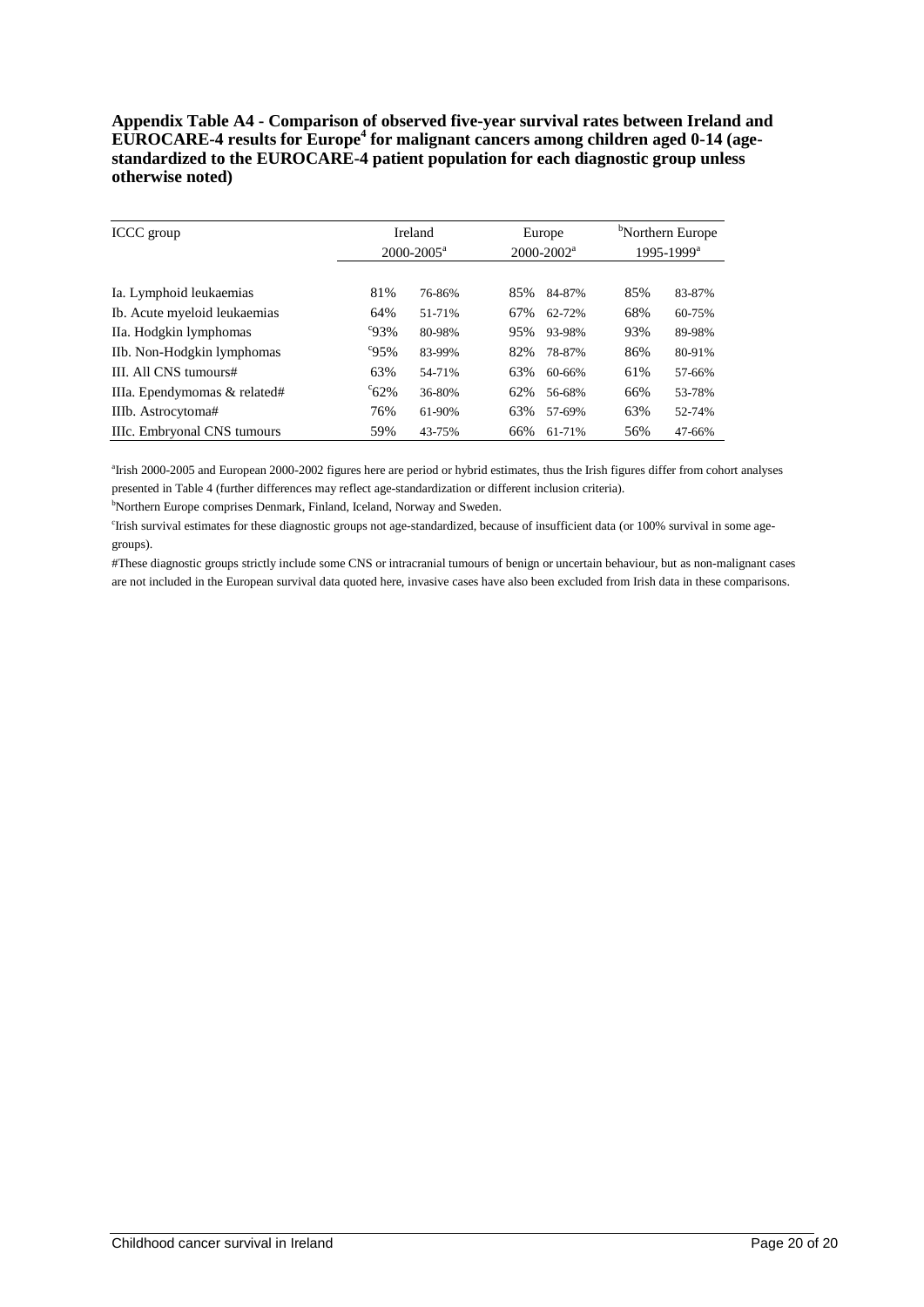**Appendix Table A4 - Comparison of observed five-year survival rates between Ireland and EUROCARE-4 results for Europe[4] for malignant cancers among children aged 0-14 (age-standardized to the EUROCARE-4 patient population for each diagnostic group unless otherwise noted)**

| ICCC group | Ireland 2000-2005[a] | | Europe 2000-2002[a] | | [b]Northern Europe 1995-1999[a] | |
|---|---|---|---|---|---|---|
| Ia. Lymphoid leukaemias | 81% | 76-86% | 85% | 84-87% | 85% | 83-87% |
| Ib. Acute myeloid leukaemias | 64% | 51-71% | 67% | 62-72% | 68% | 60-75% |
| IIa. Hodgkin lymphomas | [c]93% | 80-98% | 95% | 93-98% | 93% | 89-98% |
| IIb. Non-Hodgkin lymphomas | [c]95% | 83-99% | 82% | 78-87% | 86% | 80-91% |
| III. All CNS tumours# | 63% | 54-71% | 63% | 60-66% | 61% | 57-66% |
| IIIa. Ependymomas & related# | [c]62% | 36-80% | 62% | 56-68% | 66% | 53-78% |
| IIIb. Astrocytoma# | 76% | 61-90% | 63% | 57-69% | 63% | 52-74% |
| IIIc. Embryonal CNS tumours | 59% | 43-75% | 66% | 61-71% | 56% | 47-66% |

[a]Irish 2000-2005 and European 2000-2002 figures here are period or hybrid estimates, thus the Irish figures differ from cohort analyses presented in Table 4 (further differences may reflect age-standardization or different inclusion criteria).

[b]Northern Europe comprises Denmark, Finland, Iceland, Norway and Sweden.

[c]Irish survival estimates for these diagnostic groups not age-standardized, because of insufficient data (or 100% survival in some age-groups).

#These diagnostic groups strictly include some CNS or intracranial tumours of benign or uncertain behaviour, but as non-malignant cases are not included in the European survival data quoted here, invasive cases have also been excluded from Irish data in these comparisons.